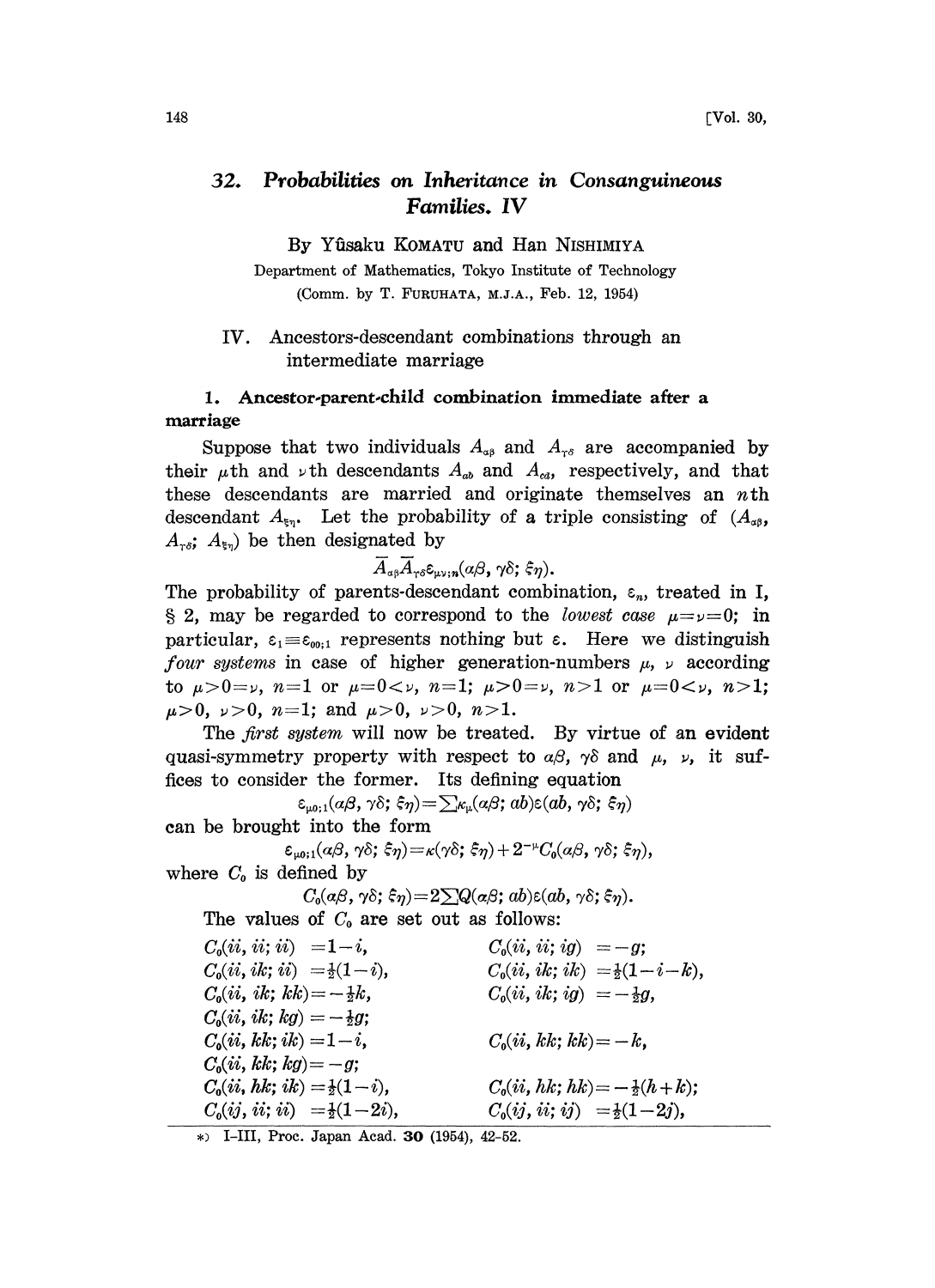# 32. *Probabilities on Inheritance in Consanguineous Families. IV*

By Yûsaku KOMATU and Han NISHIMIYA

Department of Mathematics, Tokyo Institute of Technology

(Comm. by T. FURUHATA, M.J.A., Feb. 12, 1954)

## IV. Ancestors-descendant combinations through an intermediate marriage

### 1. Ancestor-parent-child combination immediate after a marriage

Suppose that two individuals $A_{\alpha\beta}$ and $A_{\gamma\delta}$ are accompanied by their $\mu$th and $\nu$th descendants $A_{ab}$ and $A_{cd}$, respectively, and that these descendants are married and originate themselves an $n$th descendant $A_{\xi\eta}$. Let the probability of a triple consisting of $(A_{\alpha\beta}, A_{\gamma\delta}; A_{\xi\eta})$ be then designated by

$$\overline{A}_{\alpha\beta}\overline{A}_{\gamma\delta}\varepsilon_{\mu\nu;n}(\alpha\beta, \gamma\delta; \xi\eta).$$

The probability of parents-descendant combination, $\varepsilon_n$, treated in I, § 2, may be regarded to correspond to the *lowest case* $\mu=\nu=0$; in particular, $\varepsilon_1 \equiv \varepsilon_{00;1}$ represents nothing but $\varepsilon$. Here we distinguish *four systems* in case of higher generation-numbers $\mu$, $\nu$ according to $\mu>0=\nu$, $n=1$ or $\mu=0<\nu$, $n=1$; $\mu>0=\nu$, $n>1$ or $\mu=0<\nu$, $n>1$; $\mu>0$, $\nu>0$, $n=1$; and $\mu>0$, $\nu>0$, $n>1$.

The *first system* will now be treated. By virtue of an evident quasi-symmetry property with respect to $\alpha\beta$, $\gamma\delta$ and $\mu$, $\nu$, it suffices to consider the former. Its defining equation

$$\varepsilon_{\mu0;1}(\alpha\beta, \gamma\delta; \xi\eta) = \sum \kappa_\mu(\alpha\beta; ab)\varepsilon(ab, \gamma\delta; \xi\eta)$$

can be brought into the form

$$\varepsilon_{\mu0;1}(\alpha\beta, \gamma\delta; \xi\eta) = \kappa(\gamma\delta; \xi\eta) + 2^{-\mu}C_0(\alpha\beta, \gamma\delta; \xi\eta),$$

where $C_0$ is defined by

$$C_0(\alpha\beta, \gamma\delta; \xi\eta) = 2\sum Q(\alpha\beta; ab)\varepsilon(ab, \gamma\delta; \xi\eta).$$

The values of $C_0$ are set out as follows:

$C_0(ii, ii; ii) = 1-i$, $\quad C_0(ii, ii; ig) = -g$;

$C_0(ii, ik; ii) = \frac{1}{2}(1-i)$, $\quad C_0(ii, ik; ik) = \frac{1}{2}(1-i-k)$,

$C_0(ii, ik; kk) = -\frac{1}{2}k$, $\quad C_0(ii, ik; ig) = -\frac{1}{2}g$,

$C_0(ii, ik; kg) = -\frac{1}{2}g$;

$C_0(ii, kk; ik) = 1-i$, $\quad C_0(ii, kk; kk) = -k$,

$C_0(ii, kk; kg) = -g$;

$C_0(ii, hk; ik) = \frac{1}{2}(1-i)$, $\quad C_0(ii, hk; hk) = -\frac{1}{2}(h+k)$;

$C_0(ij, ii; ii) = \frac{1}{2}(1-2i)$, $\quad C_0(ij, ii; ij) = \frac{1}{2}(1-2j)$,

---

*) I-III, Proc. Japan Acad. **30** (1954), 42-52.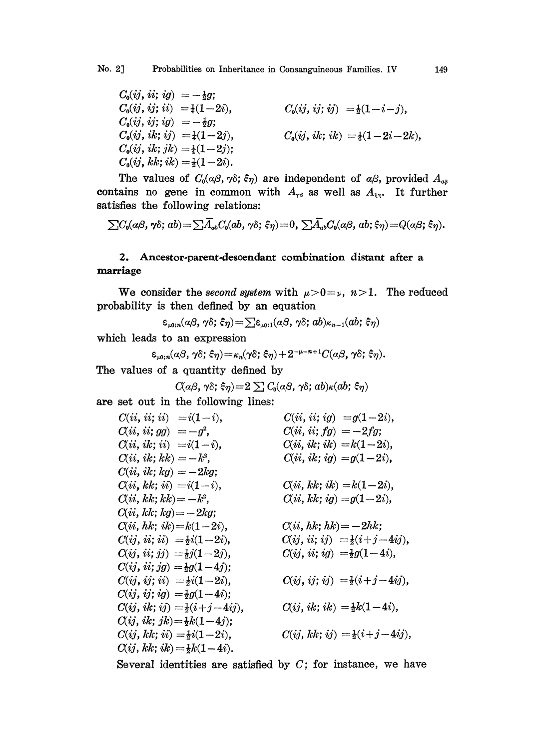$C_0(ij,\ ii;\ ig) = -\frac{1}{2}g;$

$C_0(ij,\ ij;\ ii) = \frac{1}{4}(1-2i),$ $\qquad C_0(ij,\ ij;\ ij) = \frac{1}{2}(1-i-j),$

$C_0(ij,\ ij;\ ig) = -\frac{1}{2}g;$

$C_0(ij,\ ik;\ ij) = \frac{1}{4}(1-2j),$ $\qquad C_0(ij,\ ik;\ ik) = \frac{1}{4}(1-2i-2k),$

$C_0(ij,\ ik;\ jk) = \frac{1}{4}(1-2j);$

$C_0(ij,\ kk;\ ik) = \frac{1}{2}(1-2i).$

The values of $C_0(\alpha\beta,\ \gamma\delta;\ \xi\eta)$ are independent of $\alpha\beta$, provided $A_{\alpha\beta}$ contains no gene in common with $A_{\gamma\delta}$ as well as $A_{\xi\eta}$. It further satisfies the following relations:

$$\sum C_0(\alpha\beta,\ \gamma\delta;\ ab) = \sum \bar{A}_{ab} C_0(ab,\ \gamma\delta;\ \xi\eta) = 0,\ \sum \bar{A}_{ab} C_0(\alpha\beta,\ ab;\ \xi\eta) = Q(\alpha\beta;\ \xi\eta).$$

## 2. Ancestor-parent-descendant combination distant after a marriage

We consider the *second system* with $\mu > 0 = \nu,\ n > 1$. The reduced probability is then defined by an equation

$$\varepsilon_{\mu 0;n}(\alpha\beta,\ \gamma\delta;\ \xi\eta) = \sum \varepsilon_{\mu 0;1}(\alpha\beta,\ \gamma\delta;\ ab)\kappa_{n-1}(ab;\ \xi\eta)$$

which leads to an expression

$$\varepsilon_{\mu 0;n}(\alpha\beta,\ \gamma\delta;\ \xi\eta) = \kappa_n(\gamma\delta;\ \xi\eta) + 2^{-\mu-n+1} C(\alpha\beta,\ \gamma\delta;\ \xi\eta).$$

The values of a quantity defined by

$$C(\alpha\beta,\ \gamma\delta;\ \xi\eta) = 2\sum C_0(\alpha\beta,\ \gamma\delta;\ ab)\kappa(ab;\ \xi\eta)$$

are set out in the following lines:

$C(ii,\ ii;\ ii) = i(1-i),$ $\qquad C(ii,\ ii;\ ig) = g(1-2i),$

$C(ii,\ ii;\ gg) = -g^2,$ $\qquad C(ii,\ ii;\ fg) = -2fg;$

$C(ii,\ ik;\ ii) = i(1-i),$ $\qquad C(ii,\ ik;\ ik) = k(1-2i),$

$C(ii,\ ik;\ kk) = -k^2,$ $\qquad C(ii,\ ik;\ ig) = g(1-2i),$

$C(ii,\ ik;\ kg) = -2kg;$

$C(ii,\ kk;\ ii) = i(1-i),$ $\qquad C(ii,\ kk;\ ik) = k(1-2i),$

$C(ii,\ kk;\ kk) = -k^2,$ $\qquad C(ii,\ kk;\ ig) = g(1-2i),$

$C(ii,\ kk;\ kg) = -2kg;$

$C(ii,\ hk;\ ik) = k(1-2i),$ $\qquad C(ii,\ hk;\ hk) = -2hk;$

$C(ij,\ ii;\ ii) = \frac{1}{2}i(1-2i),$ $\qquad C(ij,\ ii;\ ij) = \frac{1}{2}(i+j-4ij),$

$C(ij,\ ii;\ jj) = \frac{1}{2}j(1-2j),$ $\qquad C(ij,\ ii;\ ig) = \frac{1}{2}g(1-4i),$

$C(ij,\ ii;\ jg) = \frac{1}{2}g(1-4j);$

$C(ij,\ ij;\ ii) = \frac{1}{2}i(1-2i),$ $\qquad C(ij,\ ij;\ ij) = \frac{1}{2}(i+j-4ij),$

$C(ij,\ ij;\ ig) = \frac{1}{2}g(1-4i);$

$C(ij,\ ik;\ ij) = \frac{1}{2}(i+j-4ij),$ $\qquad C(ij,\ ik;\ ik) = \frac{1}{2}k(1-4i),$

$C(ij,\ ik;\ jk) = \frac{1}{2}k(1-4j);$

$C(ij,\ kk;\ ii) = \frac{1}{2}i(1-2i),$ $\qquad C(ij,\ kk;\ ij) = \frac{1}{2}(i+j-4ij),$

$C(ij,\ kk;\ ik) = \frac{1}{2}k(1-4i).$

Several identities are satisfied by $C$; for instance, we have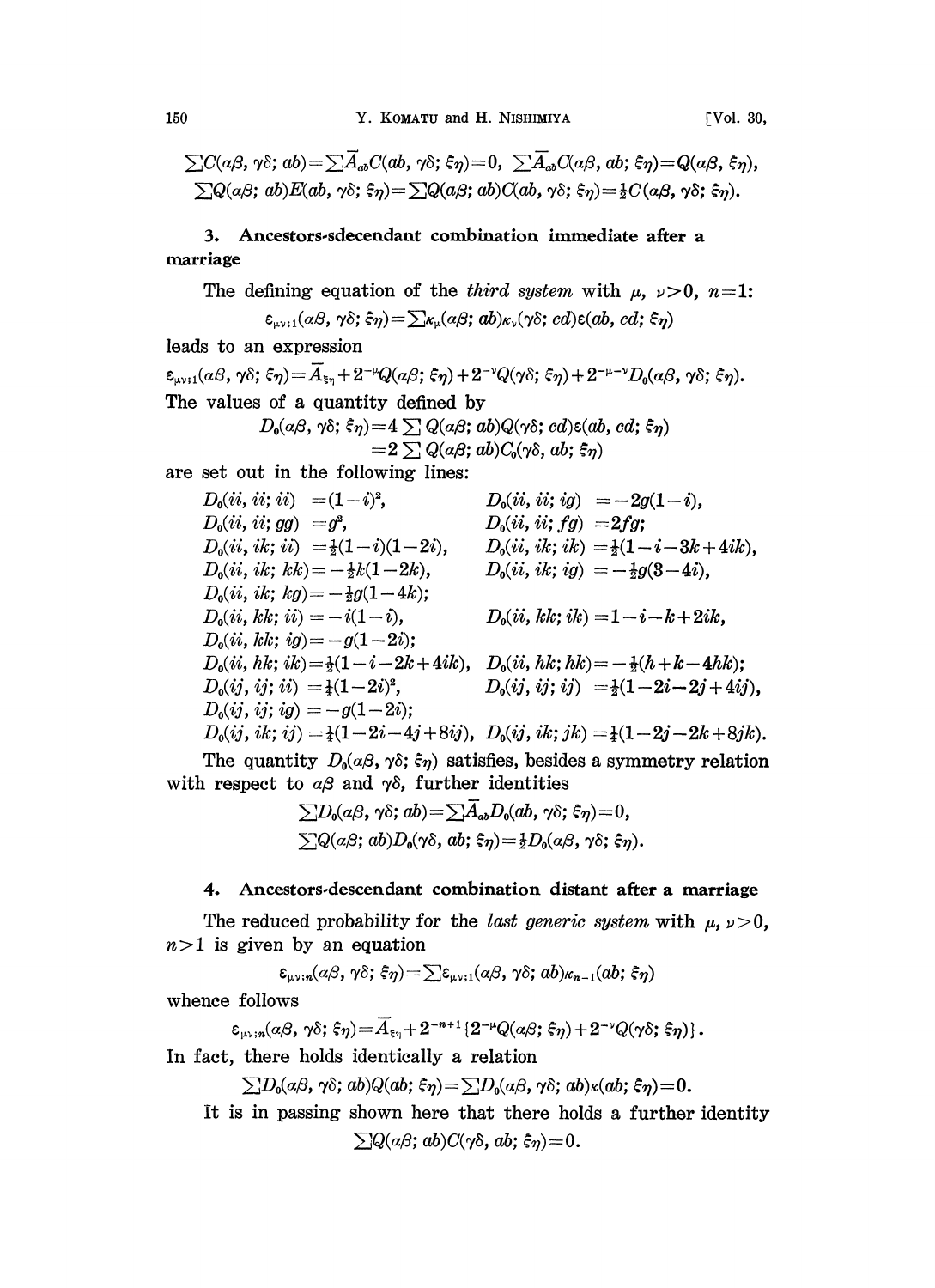$$\sum C(\alpha\beta,\gamma\delta;ab)=\sum\bar{A}_{ab}C(ab,\gamma\delta;\xi\eta)=0,\ \sum\bar{A}_{ab}C(\alpha\beta,ab;\xi\eta)=Q(\alpha\beta,\xi\eta),$$
$$\sum Q(\alpha\beta;ab)E(ab,\gamma\delta;\xi\eta)=\sum Q(\alpha\beta;ab)C(ab,\gamma\delta;\xi\eta)=\tfrac{1}{2}C(\alpha\beta,\gamma\delta;\xi\eta).$$

## 3. Ancestors-sdecendant combination immediate after a marriage

The defining equation of the *third system* with $\mu,\ \nu>0,\ n=1$:

$$\varepsilon_{\mu\nu;1}(\alpha\beta,\gamma\delta;\xi\eta)=\sum\kappa_\mu(\alpha\beta;ab)\kappa_\nu(\gamma\delta;cd)\varepsilon(ab,cd;\xi\eta)$$

leads to an expression

$$\varepsilon_{\mu\nu;1}(\alpha\beta,\gamma\delta;\xi\eta)=\bar{A}_{\xi\eta}+2^{-\mu}Q(\alpha\beta;\xi\eta)+2^{-\nu}Q(\gamma\delta;\xi\eta)+2^{-\mu-\nu}D_0(\alpha\beta,\gamma\delta;\xi\eta).$$

The values of a quantity defined by

$$D_0(\alpha\beta,\gamma\delta;\xi\eta)=4\sum Q(\alpha\beta;ab)Q(\gamma\delta;cd)\varepsilon(ab,cd;\xi\eta)$$
$$=2\sum Q(\alpha\beta;ab)C_0(\gamma\delta,ab;\xi\eta)$$

are set out in the following lines:

$$\begin{aligned}
&D_0(ii,ii;ii)=(1-i)^2, && D_0(ii,ii;ig)=-2g(1-i),\\
&D_0(ii,ii;gg)=g^2, && D_0(ii,ii;fg)=2fg;\\
&D_0(ii,ik;ii)=\tfrac{1}{2}(1-i)(1-2i), && D_0(ii,ik;ik)=\tfrac{1}{2}(1-i-3k+4ik),\\
&D_0(ii,ik;kk)=-\tfrac{1}{2}k(1-2k), && D_0(ii,ik;ig)=-\tfrac{1}{2}g(3-4i),\\
&D_0(ii,ik;kg)=-\tfrac{1}{2}g(1-4k); && \\
&D_0(ii,kk;ii)=-i(1-i), && D_0(ii,kk;ik)=1-i-k+2ik,\\
&D_0(ii,kk;ig)=-g(1-2i); && \\
&D_0(ii,hk;ik)=\tfrac{1}{2}(1-i-2k+4ik), && D_0(ii,hk;hk)=-\tfrac{1}{2}(h+k-4hk);\\
&D_0(ij,ij;ii)=\tfrac{1}{4}(1-2i)^2, && D_0(ij,ij;ij)=\tfrac{1}{2}(1-2i-2j+4ij),\\
&D_0(ij,ij;ig)=-g(1-2i); && \\
&D_0(ij,ik;ij)=\tfrac{1}{4}(1-2i-4j+8ij), && D_0(ij,ik;jk)=\tfrac{1}{4}(1-2j-2k+8jk).
\end{aligned}$$

The quantity $D_0(\alpha\beta,\gamma\delta;\xi\eta)$ satisfies, besides a symmetry relation with respect to $\alpha\beta$ and $\gamma\delta$, further identities

$$\sum D_0(\alpha\beta,\gamma\delta;ab)=\sum\bar{A}_{ab}D_0(ab,\gamma\delta;\xi\eta)=0,$$
$$\sum Q(\alpha\beta;ab)D_0(\gamma\delta,ab;\xi\eta)=\tfrac{1}{2}D_0(\alpha\beta,\gamma\delta;\xi\eta).$$

## 4. Ancestors-descendant combination distant after a marriage

The reduced probability for the *last generic system* with $\mu,\ \nu>0$, $n>1$ is given by an equation

$$\varepsilon_{\mu\nu;n}(\alpha\beta,\gamma\delta;\xi\eta)=\sum\varepsilon_{\mu\nu;1}(\alpha\beta,\gamma\delta;ab)\kappa_{n-1}(ab;\xi\eta)$$

whence follows

$$\varepsilon_{\mu\nu;n}(\alpha\beta,\gamma\delta;\xi\eta)=\bar{A}_{\xi\eta}+2^{-n+1}\{2^{-\mu}Q(\alpha\beta;\xi\eta)+2^{-\nu}Q(\gamma\delta;\xi\eta)\}.$$

In fact, there holds identically a relation

$$\sum D_0(\alpha\beta,\gamma\delta;ab)Q(ab;\xi\eta)=\sum D_0(\alpha\beta,\gamma\delta;ab)\kappa(ab;\xi\eta)=0.$$

It is in passing shown here that there holds a further identity

$$\sum Q(\alpha\beta;ab)C(\gamma\delta,ab;\xi\eta)=0.$$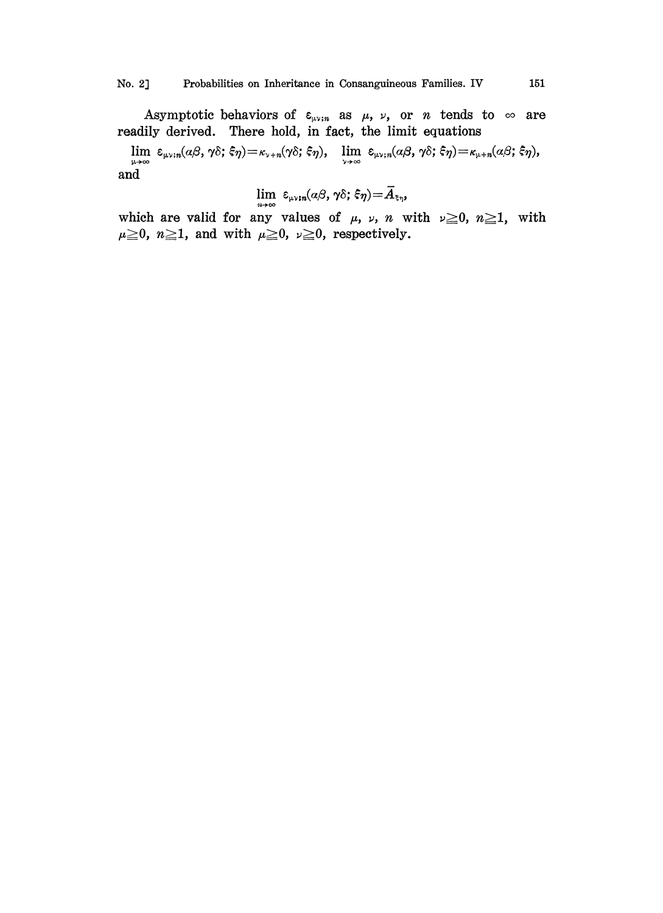Asymptotic behaviors of $\varepsilon_{\mu\nu;n}$ as $\mu$, $\nu$, or $n$ tends to $\infty$ are readily derived. There hold, in fact, the limit equations

$$\lim_{\mu\to\infty} \varepsilon_{\mu\nu;n}(\alpha\beta, \gamma\delta; \xi\eta)=\kappa_{\nu+n}(\gamma\delta; \xi\eta), \quad \lim_{\nu\to\infty} \varepsilon_{\mu\nu;n}(\alpha\beta, \gamma\delta; \xi\eta)=\kappa_{\mu+n}(\alpha\beta; \xi\eta),$$

and

$$\lim_{n\to\infty} \varepsilon_{\mu\nu;n}(\alpha\beta, \gamma\delta; \xi\eta)=\bar{A}_{\xi\eta},$$

which are valid for any values of $\mu$, $\nu$, $n$ with $\nu\geqq 0$, $n\geqq 1$, with $\mu\geqq 0$, $n\geqq 1$, and with $\mu\geqq 0$, $\nu\geqq 0$, respectively.